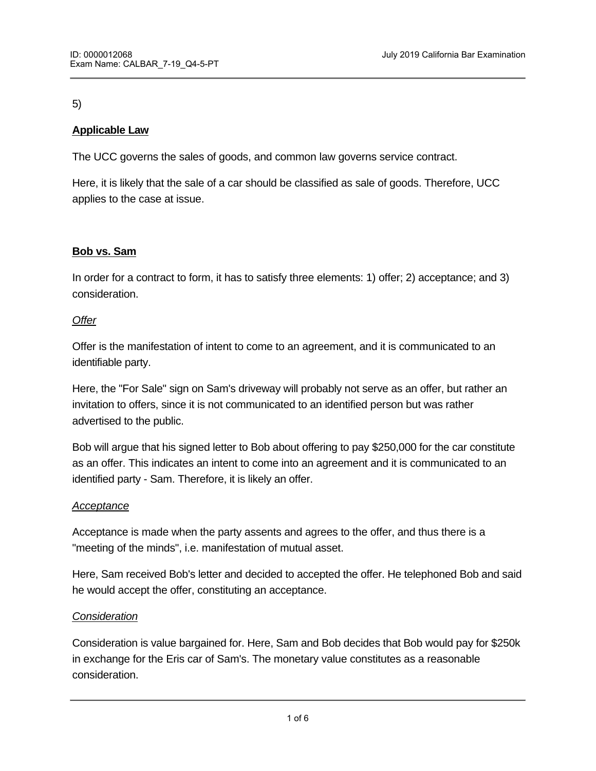5)

**Applicable Law**

The UCC governs the sales of goods, and common law governs service contract.

Here, it is likely that the sale of a car should be classified as sale of goods. Therefore, UCC applies to the case at issue.

**Bob vs. Sam**

In order for a contract to form, it has to satisfy three elements: 1) offer; 2) acceptance; and 3) consideration.

*Offer*

Offer is the manifestation of intent to come to an agreement, and it is communicated to an identifiable party.

Here, the "For Sale" sign on Sam's driveway will probably not serve as an offer, but rather an invitation to offers, since it is not communicated to an identified person but was rather advertised to the public.

Bob will argue that his signed letter to Bob about offering to pay $250,000 for the car constitute as an offer. This indicates an intent to come into an agreement and it is communicated to an identified party - Sam. Therefore, it is likely an offer.

*Acceptance*

Acceptance is made when the party assents and agrees to the offer, and thus there is a "meeting of the minds", i.e. manifestation of mutual asset.

Here, Sam received Bob's letter and decided to accepted the offer. He telephoned Bob and said he would accept the offer, constituting an acceptance.

*Consideration*

Consideration is value bargained for. Here, Sam and Bob decides that Bob would pay for $250k in exchange for the Eris car of Sam's. The monetary value constitutes as a reasonable consideration.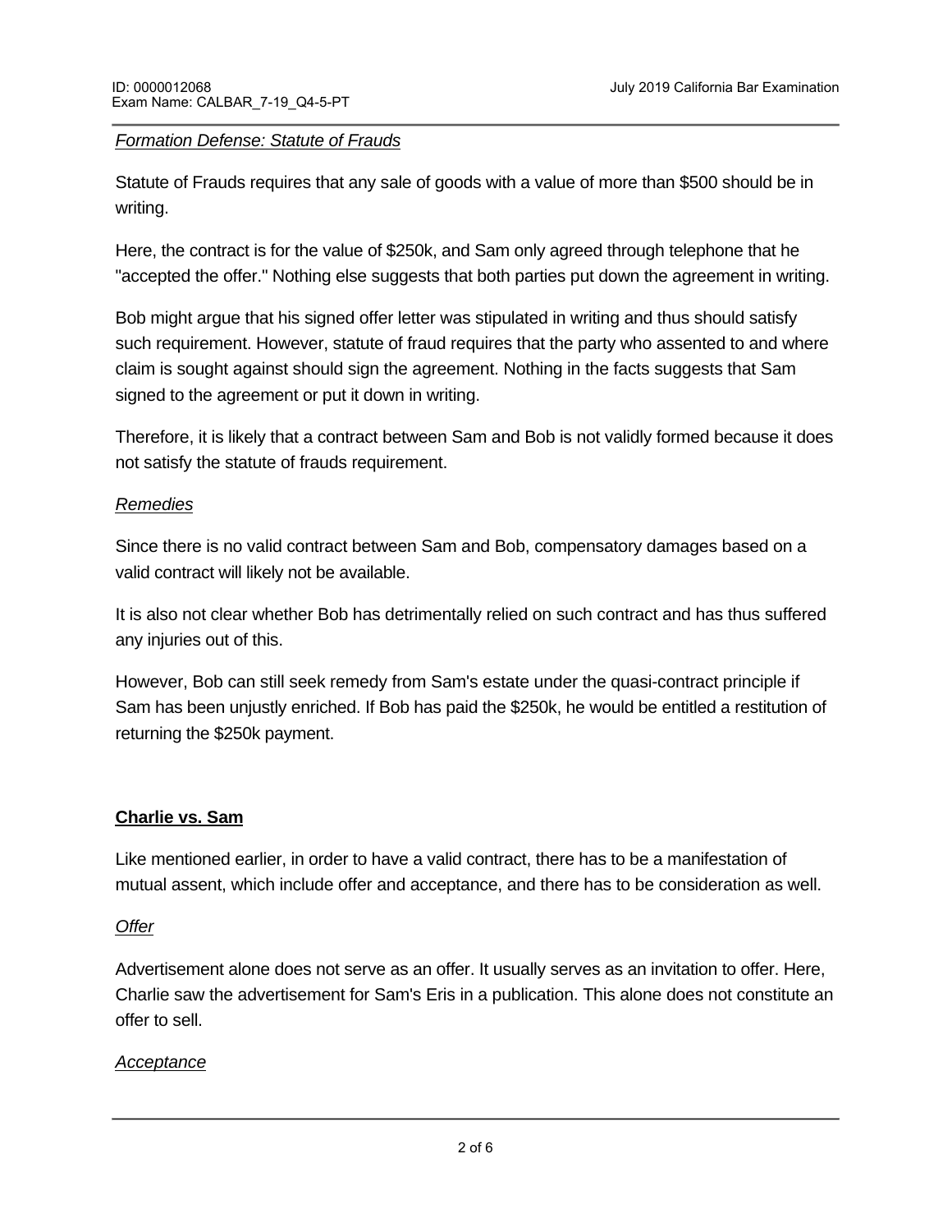*Formation Defense: Statute of Frauds*

Statute of Frauds requires that any sale of goods with a value of more than $500 should be in writing.

Here, the contract is for the value of $250k, and Sam only agreed through telephone that he "accepted the offer." Nothing else suggests that both parties put down the agreement in writing.

Bob might argue that his signed offer letter was stipulated in writing and thus should satisfy such requirement. However, statute of fraud requires that the party who assented to and where claim is sought against should sign the agreement. Nothing in the facts suggests that Sam signed to the agreement or put it down in writing.

Therefore, it is likely that a contract between Sam and Bob is not validly formed because it does not satisfy the statute of frauds requirement.

*Remedies*

Since there is no valid contract between Sam and Bob, compensatory damages based on a valid contract will likely not be available.

It is also not clear whether Bob has detrimentally relied on such contract and has thus suffered any injuries out of this.

However, Bob can still seek remedy from Sam's estate under the quasi-contract principle if Sam has been unjustly enriched. If Bob has paid the $250k, he would be entitled a restitution of returning the $250k payment.

**Charlie vs. Sam**

Like mentioned earlier, in order to have a valid contract, there has to be a manifestation of mutual assent, which include offer and acceptance, and there has to be consideration as well.

*Offer*

Advertisement alone does not serve as an offer. It usually serves as an invitation to offer. Here, Charlie saw the advertisement for Sam's Eris in a publication. This alone does not constitute an offer to sell.

*Acceptance*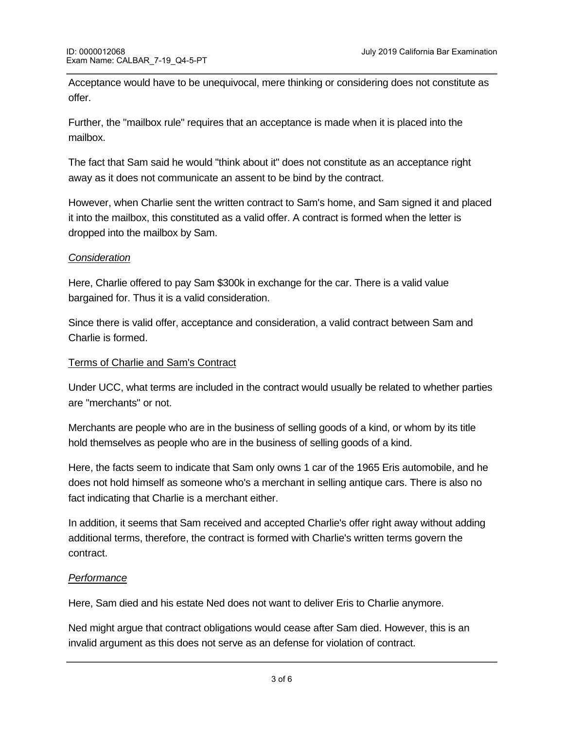Acceptance would have to be unequivocal, mere thinking or considering does not constitute as offer.

Further, the "mailbox rule" requires that an acceptance is made when it is placed into the mailbox.

The fact that Sam said he would "think about it" does not constitute as an acceptance right away as it does not communicate an assent to be bind by the contract.

However, when Charlie sent the written contract to Sam's home, and Sam signed it and placed it into the mailbox, this constituted as a valid offer. A contract is formed when the letter is dropped into the mailbox by Sam.

*Consideration*

Here, Charlie offered to pay Sam $300k in exchange for the car. There is a valid value bargained for. Thus it is a valid consideration.

Since there is valid offer, acceptance and consideration, a valid contract between Sam and Charlie is formed.

Terms of Charlie and Sam's Contract

Under UCC, what terms are included in the contract would usually be related to whether parties are "merchants" or not.

Merchants are people who are in the business of selling goods of a kind, or whom by its title hold themselves as people who are in the business of selling goods of a kind.

Here, the facts seem to indicate that Sam only owns 1 car of the 1965 Eris automobile, and he does not hold himself as someone who's a merchant in selling antique cars. There is also no fact indicating that Charlie is a merchant either.

In addition, it seems that Sam received and accepted Charlie's offer right away without adding additional terms, therefore, the contract is formed with Charlie's written terms govern the contract.

*Performance*

Here, Sam died and his estate Ned does not want to deliver Eris to Charlie anymore.

Ned might argue that contract obligations would cease after Sam died. However, this is an invalid argument as this does not serve as an defense for violation of contract.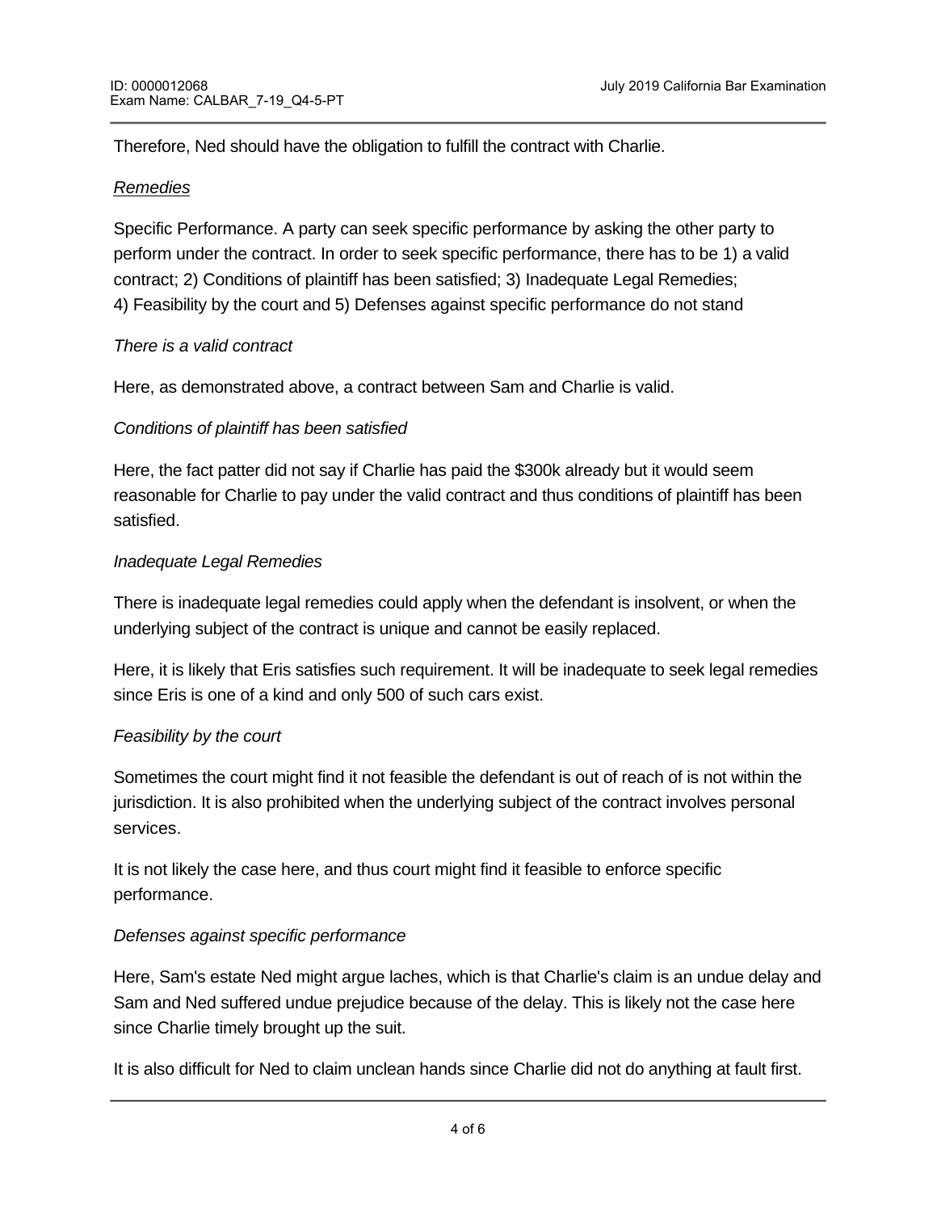Therefore, Ned should have the obligation to fulfill the contract with Charlie.

<u>*Remedies*</u>

Specific Performance. A party can seek specific performance by asking the other party to perform under the contract. In order to seek specific performance, there has to be 1) a valid contract; 2) Conditions of plaintiff has been satisfied; 3) Inadequate Legal Remedies; 4) Feasibility by the court and 5) Defenses against specific performance do not stand

*There is a valid contract*

Here, as demonstrated above, a contract between Sam and Charlie is valid.

*Conditions of plaintiff has been satisfied*

Here, the fact patter did not say if Charlie has paid the $300k already but it would seem reasonable for Charlie to pay under the valid contract and thus conditions of plaintiff has been satisfied.

*Inadequate Legal Remedies*

There is inadequate legal remedies could apply when the defendant is insolvent, or when the underlying subject of the contract is unique and cannot be easily replaced.

Here, it is likely that Eris satisfies such requirement. It will be inadequate to seek legal remedies since Eris is one of a kind and only 500 of such cars exist.

*Feasibility by the court*

Sometimes the court might find it not feasible the defendant is out of reach of is not within the jurisdiction. It is also prohibited when the underlying subject of the contract involves personal services.

It is not likely the case here, and thus court might find it feasible to enforce specific performance.

*Defenses against specific performance*

Here, Sam's estate Ned might argue laches, which is that Charlie's claim is an undue delay and Sam and Ned suffered undue prejudice because of the delay. This is likely not the case here since Charlie timely brought up the suit.

It is also difficult for Ned to claim unclean hands since Charlie did not do anything at fault first.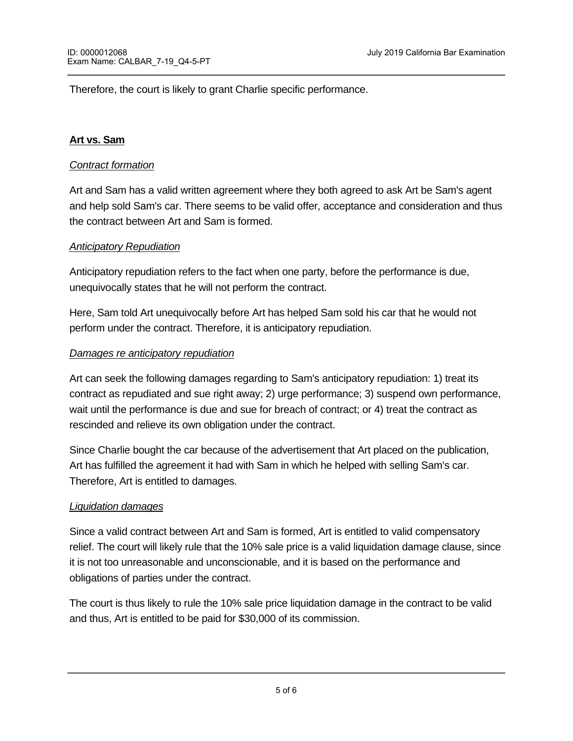Therefore, the court is likely to grant Charlie specific performance.

**Art vs. Sam**

*Contract formation*

Art and Sam has a valid written agreement where they both agreed to ask Art be Sam's agent and help sold Sam's car. There seems to be valid offer, acceptance and consideration and thus the contract between Art and Sam is formed.

*Anticipatory Repudiation*

Anticipatory repudiation refers to the fact when one party, before the performance is due, unequivocally states that he will not perform the contract.

Here, Sam told Art unequivocally before Art has helped Sam sold his car that he would not perform under the contract. Therefore, it is anticipatory repudiation.

*Damages re anticipatory repudiation*

Art can seek the following damages regarding to Sam's anticipatory repudiation: 1) treat its contract as repudiated and sue right away; 2) urge performance; 3) suspend own performance, wait until the performance is due and sue for breach of contract; or 4) treat the contract as rescinded and relieve its own obligation under the contract.

Since Charlie bought the car because of the advertisement that Art placed on the publication, Art has fulfilled the agreement it had with Sam in which he helped with selling Sam's car. Therefore, Art is entitled to damages.

*Liquidation damages*

Since a valid contract between Art and Sam is formed, Art is entitled to valid compensatory relief. The court will likely rule that the 10% sale price is a valid liquidation damage clause, since it is not too unreasonable and unconscionable, and it is based on the performance and obligations of parties under the contract.

The court is thus likely to rule the 10% sale price liquidation damage in the contract to be valid and thus, Art is entitled to be paid for $30,000 of its commission.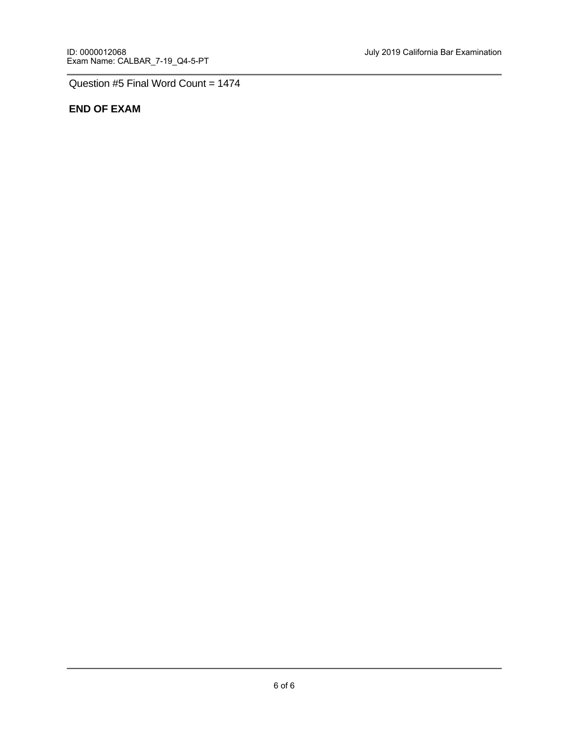Question #5 Final Word Count = 1474

**END OF EXAM**